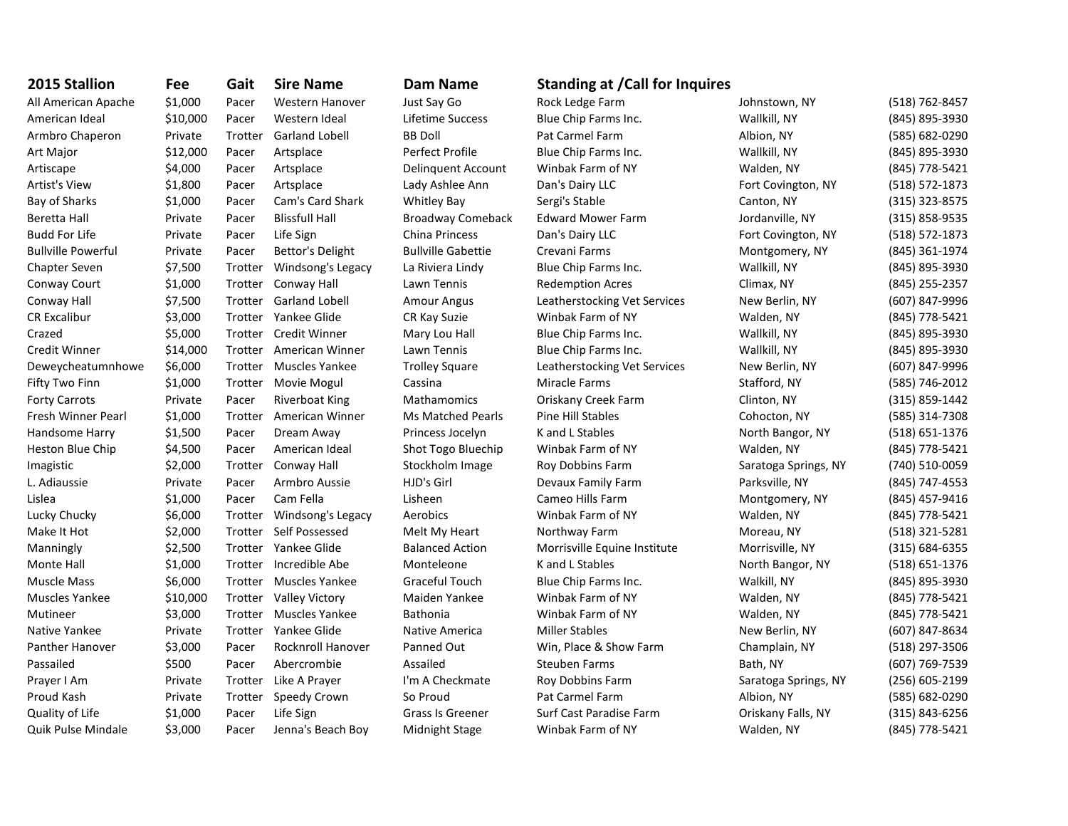| 2015 Stallion | Fee | Gait | Sire Name | Dam Name | Standing at /Call for Inquires | | |
|---|---|---|---|---|---|---|---|
| All American Apache | $1,000 | Pacer | Western Hanover | Just Say Go | Rock Ledge Farm | Johnstown, NY | (518) 762-8457 |
| American Ideal | $10,000 | Pacer | Western Ideal | Lifetime Success | Blue Chip Farms Inc. | Wallkill, NY | (845) 895-3930 |
| Armbro Chaperon | Private | Trotter | Garland Lobell | BB Doll | Pat Carmel Farm | Albion, NY | (585) 682-0290 |
| Art Major | $12,000 | Pacer | Artsplace | Perfect Profile | Blue Chip Farms Inc. | Wallkill, NY | (845) 895-3930 |
| Artiscape | $4,000 | Pacer | Artsplace | Delinquent Account | Winbak Farm of NY | Walden, NY | (845) 778-5421 |
| Artist's View | $1,800 | Pacer | Artsplace | Lady Ashlee Ann | Dan's Dairy LLC | Fort Covington, NY | (518) 572-1873 |
| Bay of Sharks | $1,000 | Pacer | Cam's Card Shark | Whitley Bay | Sergi's Stable | Canton, NY | (315) 323-8575 |
| Beretta Hall | Private | Pacer | Blissfull Hall | Broadway Comeback | Edward Mower Farm | Jordanville, NY | (315) 858-9535 |
| Budd For Life | Private | Pacer | Life Sign | China Princess | Dan's Dairy LLC | Fort Covington, NY | (518) 572-1873 |
| Bullville Powerful | Private | Pacer | Bettor's Delight | Bullville Gabettie | Crevani Farms | Montgomery, NY | (845) 361-1974 |
| Chapter Seven | $7,500 | Trotter | Windsong's Legacy | La Riviera Lindy | Blue Chip Farms Inc. | Wallkill, NY | (845) 895-3930 |
| Conway Court | $1,000 | Trotter | Conway Hall | Lawn Tennis | Redemption Acres | Climax, NY | (845) 255-2357 |
| Conway Hall | $7,500 | Trotter | Garland Lobell | Amour Angus | Leatherstocking Vet Services | New Berlin, NY | (607) 847-9996 |
| CR Excalibur | $3,000 | Trotter | Yankee Glide | CR Kay Suzie | Winbak Farm of NY | Walden, NY | (845) 778-5421 |
| Crazed | $5,000 | Trotter | Credit Winner | Mary Lou Hall | Blue Chip Farms Inc. | Wallkill, NY | (845) 895-3930 |
| Credit Winner | $14,000 | Trotter | American Winner | Lawn Tennis | Blue Chip Farms Inc. | Wallkill, NY | (845) 895-3930 |
| Deweycheatumnhowe | $6,000 | Trotter | Muscles Yankee | Trolley Square | Leatherstocking Vet Services | New Berlin, NY | (607) 847-9996 |
| Fifty Two Finn | $1,000 | Trotter | Movie Mogul | Cassina | Miracle Farms | Stafford, NY | (585) 746-2012 |
| Forty Carrots | Private | Pacer | Riverboat King | Mathamomics | Oriskany Creek Farm | Clinton, NY | (315) 859-1442 |
| Fresh Winner Pearl | $1,000 | Trotter | American Winner | Ms Matched Pearls | Pine Hill Stables | Cohocton, NY | (585) 314-7308 |
| Handsome Harry | $1,500 | Pacer | Dream Away | Princess Jocelyn | K and L Stables | North Bangor, NY | (518) 651-1376 |
| Heston Blue Chip | $4,500 | Pacer | American Ideal | Shot Togo Bluechip | Winbak Farm of NY | Walden, NY | (845) 778-5421 |
| Imagistic | $2,000 | Trotter | Conway Hall | Stockholm Image | Roy Dobbins Farm | Saratoga Springs, NY | (740) 510-0059 |
| L. Adiaussie | Private | Pacer | Armbro Aussie | HJD's Girl | Devaux Family Farm | Parksville, NY | (845) 747-4553 |
| Lislea | $1,000 | Pacer | Cam Fella | Lisheen | Cameo Hills Farm | Montgomery, NY | (845) 457-9416 |
| Lucky Chucky | $6,000 | Trotter | Windsong's Legacy | Aerobics | Winbak Farm of NY | Walden, NY | (845) 778-5421 |
| Make It Hot | $2,000 | Trotter | Self Possessed | Melt My Heart | Northway Farm | Moreau, NY | (518) 321-5281 |
| Manningly | $2,500 | Trotter | Yankee Glide | Balanced Action | Morrisville Equine Institute | Morrisville, NY | (315) 684-6355 |
| Monte Hall | $1,000 | Trotter | Incredible Abe | Monteleone | K and L Stables | North Bangor, NY | (518) 651-1376 |
| Muscle Mass | $6,000 | Trotter | Muscles Yankee | Graceful Touch | Blue Chip Farms Inc. | Walkill, NY | (845) 895-3930 |
| Muscles Yankee | $10,000 | Trotter | Valley Victory | Maiden Yankee | Winbak Farm of NY | Walden, NY | (845) 778-5421 |
| Mutineer | $3,000 | Trotter | Muscles Yankee | Bathonia | Winbak Farm of NY | Walden, NY | (845) 778-5421 |
| Native Yankee | Private | Trotter | Yankee Glide | Native America | Miller Stables | New Berlin, NY | (607) 847-8634 |
| Panther Hanover | $3,000 | Pacer | Rocknroll Hanover | Panned Out | Win, Place & Show Farm | Champlain, NY | (518) 297-3506 |
| Passailed | $500 | Pacer | Abercrombie | Assailed | Steuben Farms | Bath, NY | (607) 769-7539 |
| Prayer I Am | Private | Trotter | Like A Prayer | I'm A Checkmate | Roy Dobbins Farm | Saratoga Springs, NY | (256) 605-2199 |
| Proud Kash | Private | Trotter | Speedy Crown | So Proud | Pat Carmel Farm | Albion, NY | (585) 682-0290 |
| Quality of Life | $1,000 | Pacer | Life Sign | Grass Is Greener | Surf Cast Paradise Farm | Oriskany Falls, NY | (315) 843-6256 |
| Quik Pulse Mindale | $3,000 | Pacer | Jenna's Beach Boy | Midnight Stage | Winbak Farm of NY | Walden, NY | (845) 778-5421 |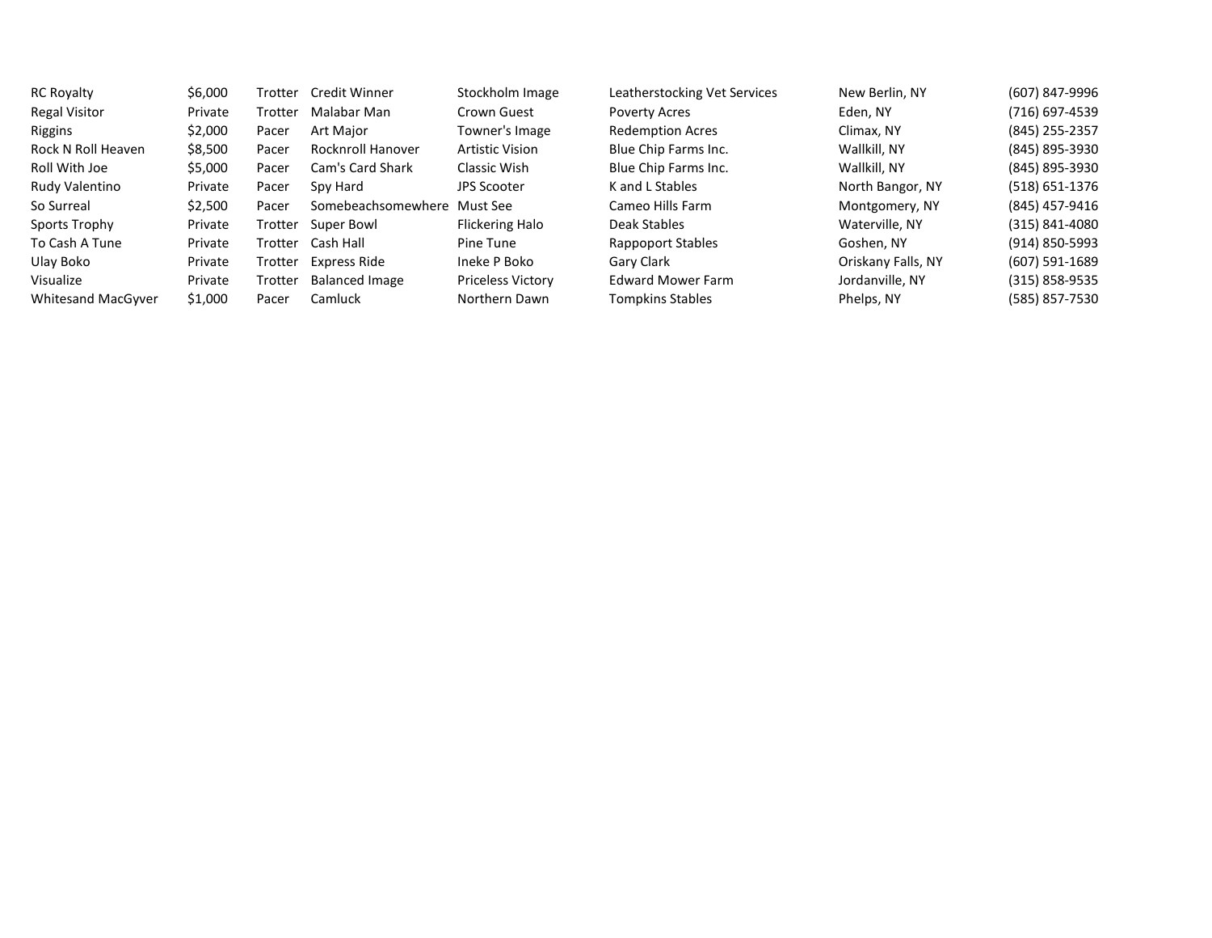| | | | | | | | |
|---|---|---|---|---|---|---|---|
| RC Royalty | $6,000 | Trotter | Credit Winner | Stockholm Image | Leatherstocking Vet Services | New Berlin, NY | (607) 847-9996 |
| Regal Visitor | Private | Trotter | Malabar Man | Crown Guest | Poverty Acres | Eden, NY | (716) 697-4539 |
| Riggins | $2,000 | Pacer | Art Major | Towner's Image | Redemption Acres | Climax, NY | (845) 255-2357 |
| Rock N Roll Heaven | $8,500 | Pacer | Rocknroll Hanover | Artistic Vision | Blue Chip Farms Inc. | Wallkill, NY | (845) 895-3930 |
| Roll With Joe | $5,000 | Pacer | Cam's Card Shark | Classic Wish | Blue Chip Farms Inc. | Wallkill, NY | (845) 895-3930 |
| Rudy Valentino | Private | Pacer | Spy Hard | JPS Scooter | K and L Stables | North Bangor, NY | (518) 651-1376 |
| So Surreal | $2,500 | Pacer | Somebeachsomewhere | Must See | Cameo Hills Farm | Montgomery, NY | (845) 457-9416 |
| Sports Trophy | Private | Trotter | Super Bowl | Flickering Halo | Deak Stables | Waterville, NY | (315) 841-4080 |
| To Cash A Tune | Private | Trotter | Cash Hall | Pine Tune | Rappoport Stables | Goshen, NY | (914) 850-5993 |
| Ulay Boko | Private | Trotter | Express Ride | Ineke P Boko | Gary Clark | Oriskany Falls, NY | (607) 591-1689 |
| Visualize | Private | Trotter | Balanced Image | Priceless Victory | Edward Mower Farm | Jordanville, NY | (315) 858-9535 |
| Whitesand MacGyver | $1,000 | Pacer | Camluck | Northern Dawn | Tompkins Stables | Phelps, NY | (585) 857-7530 |